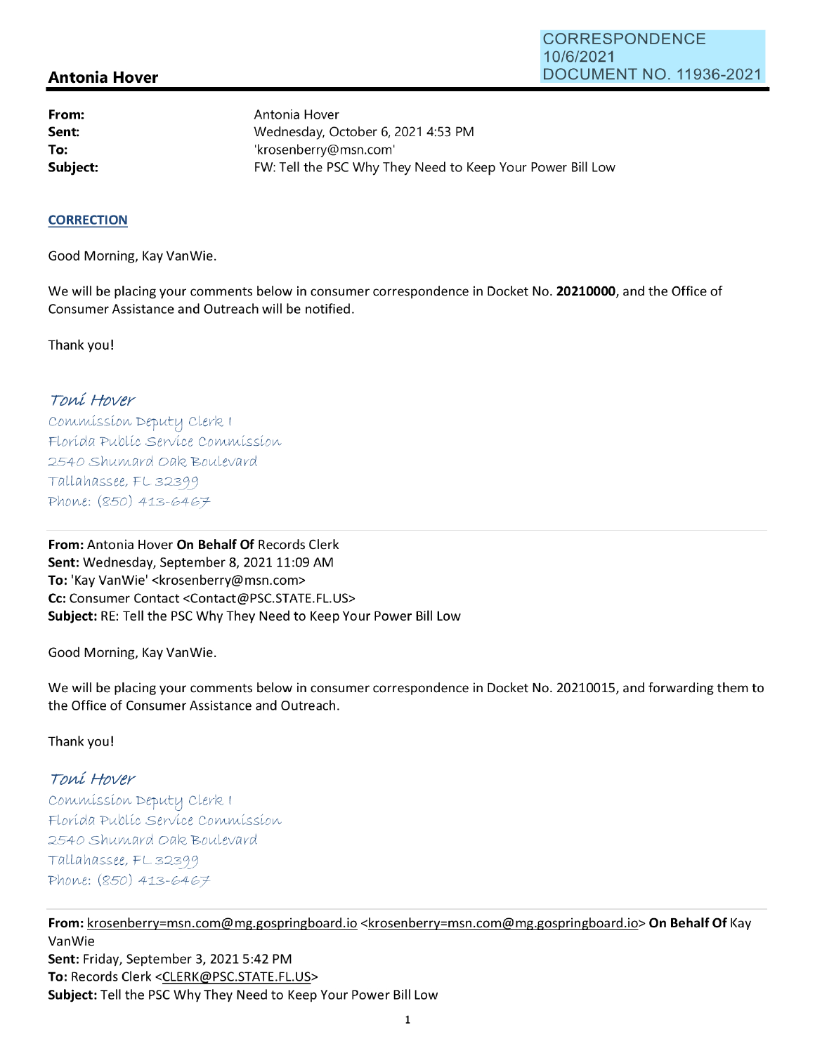CORRESPONDENCE
10/6/2021
DOCUMENT NO. 11936-2021

## Antonia Hover

| | |
|---|---|
| **From:** | Antonia Hover |
| **Sent:** | Wednesday, October 6, 2021 4:53 PM |
| **To:** | 'krosenberry@msn.com' |
| **Subject:** | FW: Tell the PSC Why They Need to Keep Your Power Bill Low |

**CORRECTION**

Good Morning, Kay VanWie.

We will be placing your comments below in consumer correspondence in Docket No. **20210000**, and the Office of Consumer Assistance and Outreach will be notified.

Thank you!

*Toni Hover*
Commission Deputy Clerk I
Florida Public Service Commission
2540 Shumard Oak Boulevard
Tallahassee, FL 32399
Phone: (850) 413-6467

---

**From:** Antonia Hover **On Behalf Of** Records Clerk
**Sent:** Wednesday, September 8, 2021 11:09 AM
**To:** 'Kay VanWie' <krosenberry@msn.com>
**Cc:** Consumer Contact <Contact@PSC.STATE.FL.US>
**Subject:** RE: Tell the PSC Why They Need to Keep Your Power Bill Low

Good Morning, Kay VanWie.

We will be placing your comments below in consumer correspondence in Docket No. 20210015, and forwarding them to the Office of Consumer Assistance and Outreach.

Thank you!

*Toni Hover*
Commission Deputy Clerk I
Florida Public Service Commission
2540 Shumard Oak Boulevard
Tallahassee, FL 32399
Phone: (850) 413-6467

---

**From:** krosenberry=msn.com@mg.gospringboard.io <krosenberry=msn.com@mg.gospringboard.io> **On Behalf Of** Kay VanWie
**Sent:** Friday, September 3, 2021 5:42 PM
**To:** Records Clerk <CLERK@PSC.STATE.FL.US>
**Subject:** Tell the PSC Why They Need to Keep Your Power Bill Low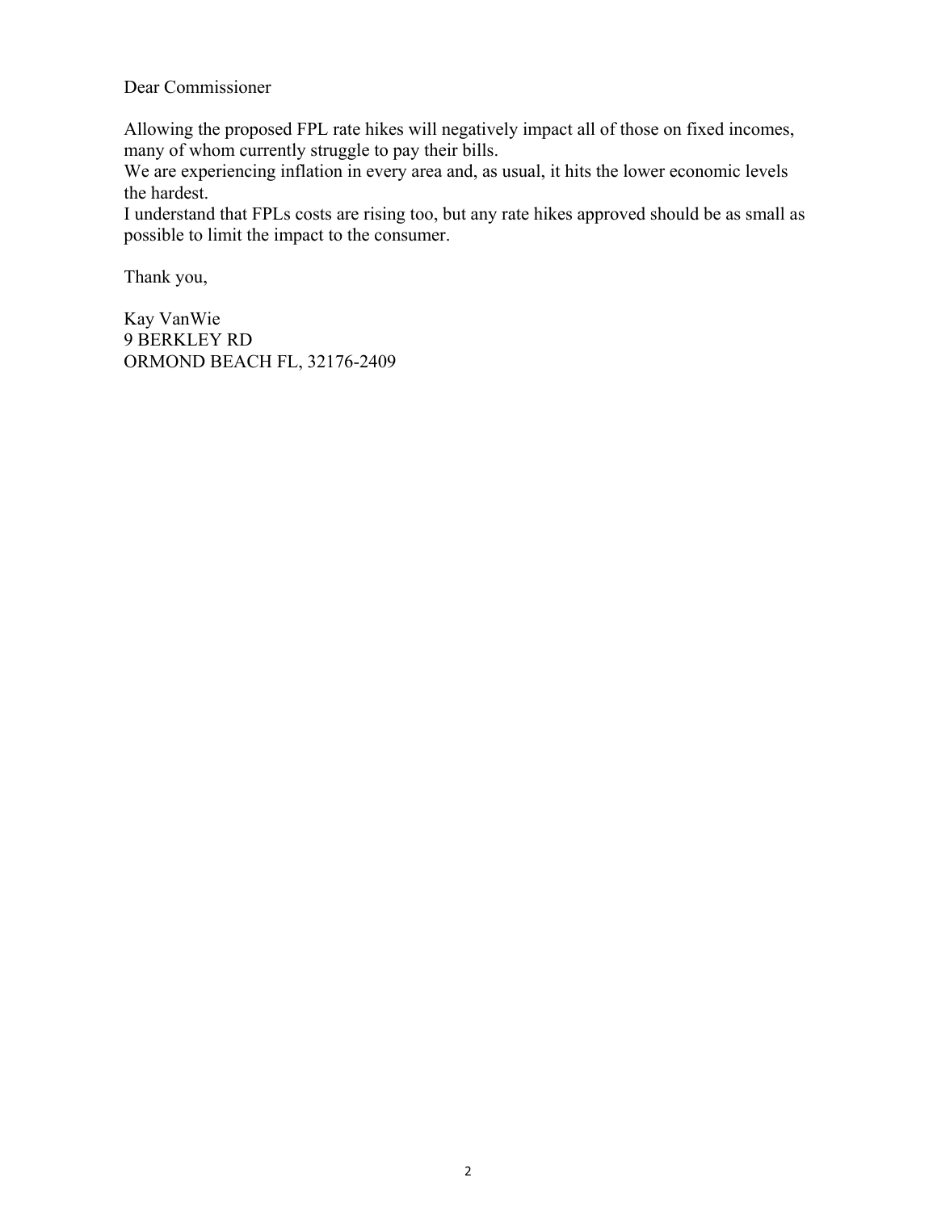Dear Commissioner

Allowing the proposed FPL rate hikes will negatively impact all of those on fixed incomes, many of whom currently struggle to pay their bills.
We are experiencing inflation in every area and, as usual, it hits the lower economic levels the hardest.
I understand that FPLs costs are rising too, but any rate hikes approved should be as small as possible to limit the impact to the consumer.

Thank you,

Kay VanWie
9 BERKLEY RD
ORMOND BEACH FL, 32176-2409